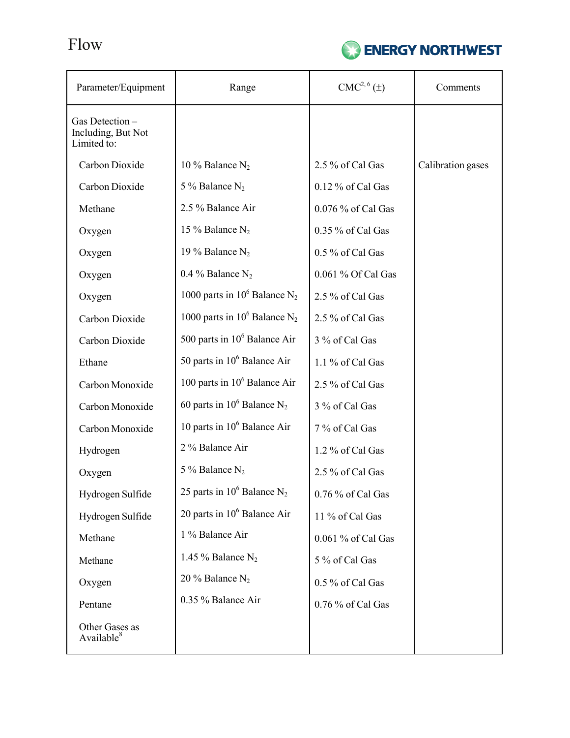# Flow

| Parameter/Equipment | Range | CMC[2, 6] (±) | Comments |
|---|---|---|---|
| Gas Detection – Including, But Not Limited to: | | | |
| Carbon Dioxide | 10 % Balance $N_2$ | 2.5 % of Cal Gas | Calibration gases |
| Carbon Dioxide | 5 % Balance $N_2$ | 0.12 % of Cal Gas | |
| Methane | 2.5 % Balance Air | 0.076 % of Cal Gas | |
| Oxygen | 15 % Balance $N_2$ | 0.35 % of Cal Gas | |
| Oxygen | 19 % Balance $N_2$ | 0.5 % of Cal Gas | |
| Oxygen | 0.4 % Balance $N_2$ | 0.061 % Of Cal Gas | |
| Oxygen | 1000 parts in $10^6$ Balance $N_2$ | 2.5 % of Cal Gas | |
| Carbon Dioxide | 1000 parts in $10^6$ Balance $N_2$ | 2.5 % of Cal Gas | |
| Carbon Dioxide | 500 parts in $10^6$ Balance Air | 3 % of Cal Gas | |
| Ethane | 50 parts in $10^6$ Balance Air | 1.1 % of Cal Gas | |
| Carbon Monoxide | 100 parts in $10^6$ Balance Air | 2.5 % of Cal Gas | |
| Carbon Monoxide | 60 parts in $10^6$ Balance $N_2$ | 3 % of Cal Gas | |
| Carbon Monoxide | 10 parts in $10^6$ Balance Air | 7 % of Cal Gas | |
| Hydrogen | 2 % Balance Air | 1.2 % of Cal Gas | |
| Oxygen | 5 % Balance $N_2$ | 2.5 % of Cal Gas | |
| Hydrogen Sulfide | 25 parts in $10^6$ Balance $N_2$ | 0.76 % of Cal Gas | |
| Hydrogen Sulfide | 20 parts in $10^6$ Balance Air | 11 % of Cal Gas | |
| Methane | 1 % Balance Air | 0.061 % of Cal Gas | |
| Methane | 1.45 % Balance $N_2$ | 5 % of Cal Gas | |
| Oxygen | 20 % Balance $N_2$ | 0.5 % of Cal Gas | |
| Pentane | 0.35 % Balance Air | 0.76 % of Cal Gas | |
| Other Gases as Available[8] | | | |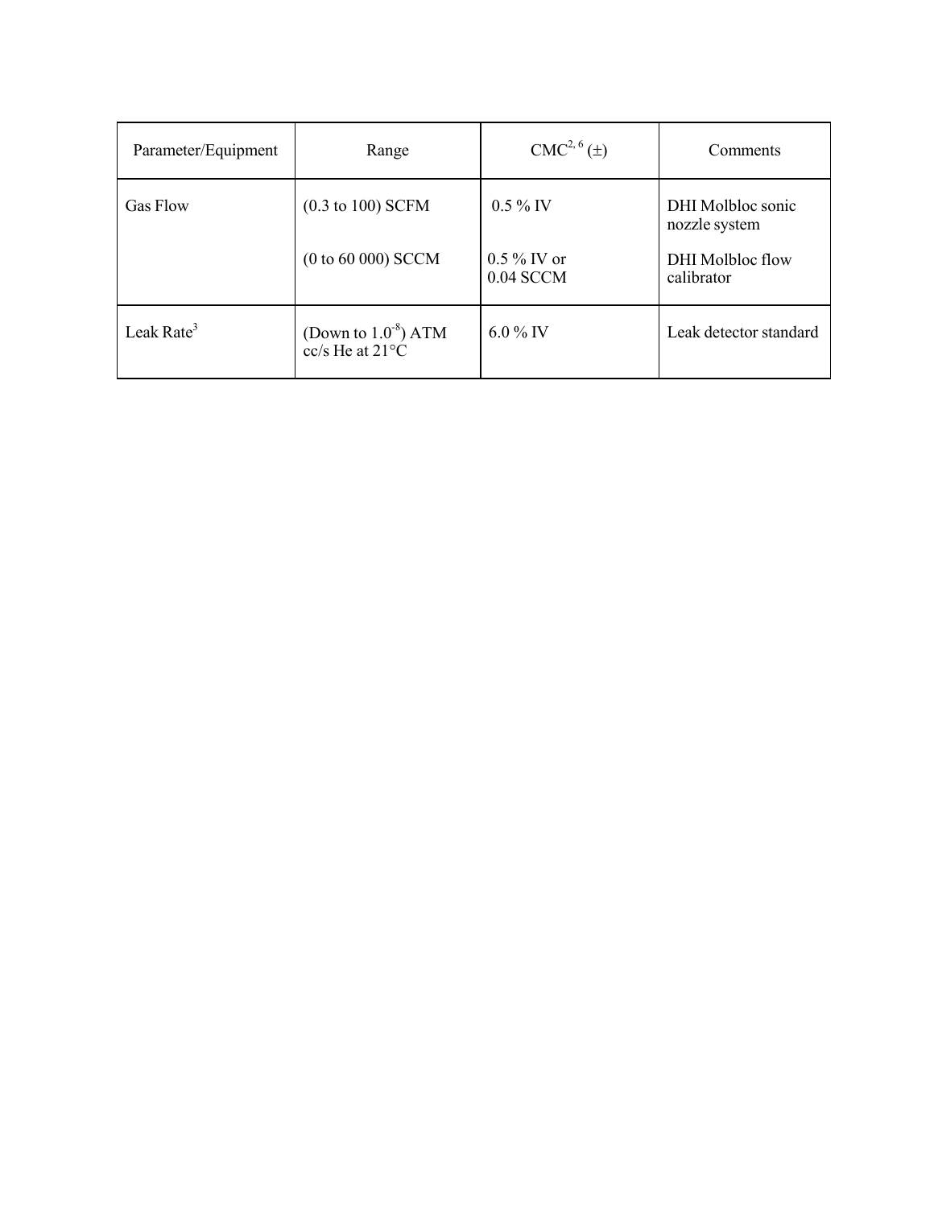| Parameter/Equipment | Range | CMC[2, 6] (±) | Comments |
|---|---|---|---|
| Gas Flow | (0.3 to 100) SCFM | 0.5 % IV | DHI Molbloc sonic nozzle system |
| | (0 to 60 000) SCCM | 0.5 % IV or 0.04 SCCM | DHI Molbloc flow calibrator |
| Leak Rate[3] | (Down to $1.0^{-8}$) ATM cc/s He at 21°C | 6.0 % IV | Leak detector standard |